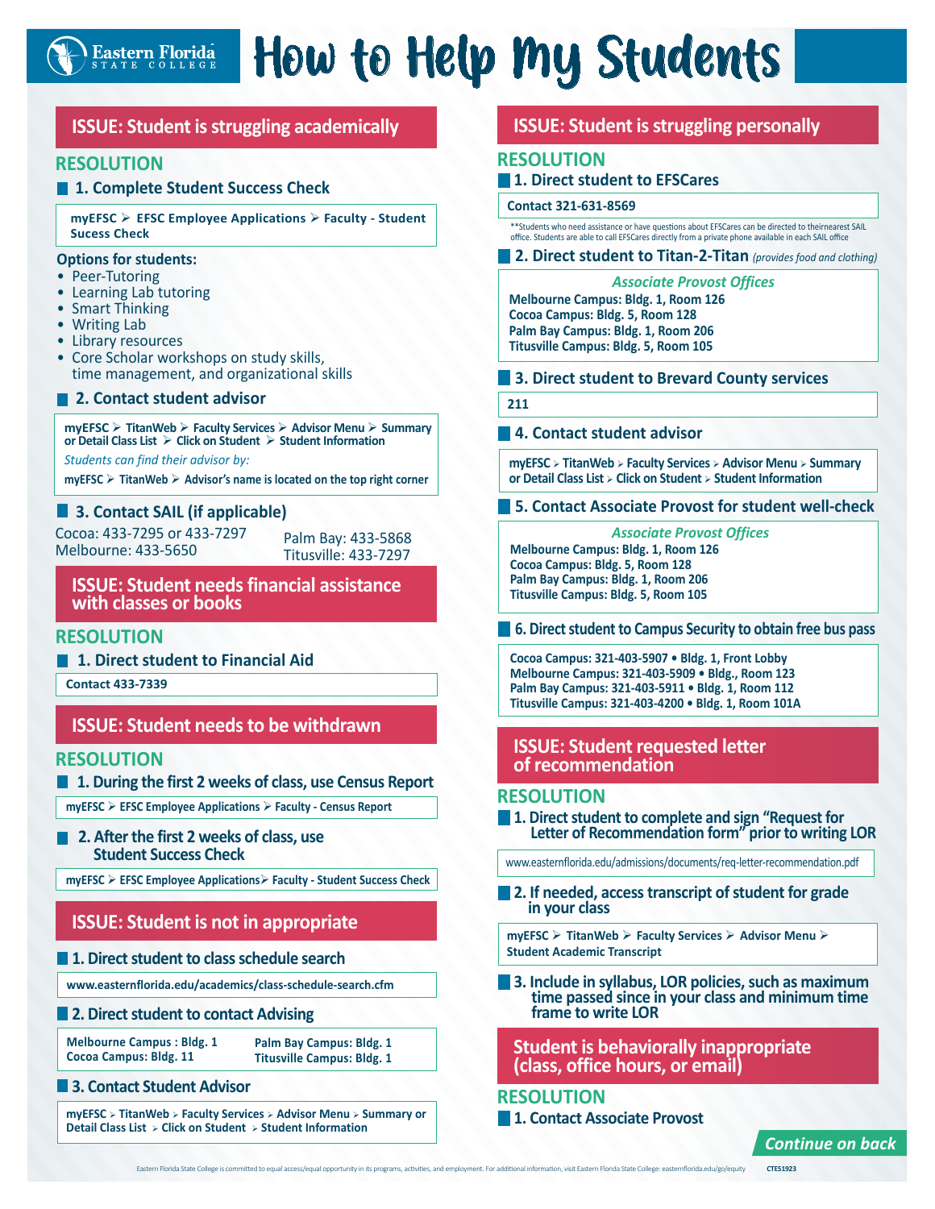# How to Help My Students

Eastern Florida State College

## ISSUE: Student is struggling academically

### RESOLUTION

**1. Complete Student Success Check**

**myEFSC ➢ EFSC Employee Applications ➢ Faculty - Student Sucess Check**

**Options for students:**

- Peer-Tutoring
- Learning Lab tutoring
- Smart Thinking
- Writing Lab
- Library resources
- Core Scholar workshops on study skills, time management, and organizational skills

**2. Contact student advisor**

**myEFSC ➢ TitanWeb ➢ Faculty Services ➢ Advisor Menu ➢ Summary or Detail Class List ➢ Click on Student ➢ Student Information**

*Students can find their advisor by:*

**myEFSC ➢ TitanWeb ➢ Advisor's name is located on the top right corner**

**3. Contact SAIL (if applicable)**

Cocoa: 433-7295 or 433-7297
Melbourne: 433-5650
Palm Bay: 433-5868
Titusville: 433-7297

## ISSUE: Student needs financial assistance with classes or books

### RESOLUTION

**1. Direct student to Financial Aid**

**Contact 433-7339**

## ISSUE: Student needs to be withdrawn

### RESOLUTION

**1. During the first 2 weeks of class, use Census Report**

**myEFSC ➢ EFSC Employee Applications ➢ Faculty - Census Report**

**2. After the first 2 weeks of class, use Student Success Check**

**myEFSC ➢ EFSC Employee Applications➢ Faculty - Student Success Check**

## ISSUE: Student is not in appropriate

**1. Direct student to class schedule search**

**www.easternflorida.edu/academics/class-schedule-search.cfm**

**2. Direct student to contact Advising**

**Melbourne Campus : Bldg. 1**
**Cocoa Campus: Bldg. 11**
**Palm Bay Campus: Bldg. 1**
**Titusville Campus: Bldg. 1**

**3. Contact Student Advisor**

**myEFSC ➢ TitanWeb ➢ Faculty Services ➢ Advisor Menu ➢ Summary or Detail Class List ➢ Click on Student ➢ Student Information**

## ISSUE: Student is struggling personally

### RESOLUTION

**1. Direct student to EFSCares**

**Contact 321-631-8569**

**Students who need assistance or have questions about EFSCares can be directed to theirnearest SAIL office. Students are able to call EFSCares directly from a private phone available in each SAIL office

**2. Direct student to Titan-2-Titan** *(provides food and clothing)*

*Associate Provost Offices*

**Melbourne Campus: Bldg. 1, Room 126**
**Cocoa Campus: Bldg. 5, Room 128**
**Palm Bay Campus: Bldg. 1, Room 206**
**Titusville Campus: Bldg. 5, Room 105**

**3. Direct student to Brevard County services**

**211**

**4. Contact student advisor**

**myEFSC ➢ TitanWeb ➢ Faculty Services ➢ Advisor Menu ➢ Summary or Detail Class List ➢ Click on Student ➢ Student Information**

**5. Contact Associate Provost for student well-check**

*Associate Provost Offices*

**Melbourne Campus: Bldg. 1, Room 126**
**Cocoa Campus: Bldg. 5, Room 128**
**Palm Bay Campus: Bldg. 1, Room 206**
**Titusville Campus: Bldg. 5, Room 105**

**6. Direct student to Campus Security to obtain free bus pass**

**Cocoa Campus: 321-403-5907 • Bldg. 1, Front Lobby**
**Melbourne Campus: 321-403-5909 • Bldg., Room 123**
**Palm Bay Campus: 321-403-5911 • Bldg. 1, Room 112**
**Titusville Campus: 321-403-4200 • Bldg. 1, Room 101A**

## ISSUE: Student requested letter of recommendation

### RESOLUTION

**1. Direct student to complete and sign "Request for Letter of Recommendation form" prior to writing LOR**

www.easternflorida.edu/admissions/documents/req-letter-recommendation.pdf

**2. If needed, access transcript of student for grade in your class**

**myEFSC ➢ TitanWeb ➢ Faculty Services ➢ Advisor Menu ➢ Student Academic Transcript**

**3. Include in syllabus, LOR policies, such as maximum time passed since in your class and minimum time frame to write LOR**

## Student is behaviorally inappropriate (class, office hours, or email)

### RESOLUTION

**1. Contact Associate Provost**

*Continue on back*

Eastern Florida State College is committed to equal access/equal opportunity in its programs, activities, and employment. For additional information, visit Eastern Florida State College: easternflorida.edu/go/equity CTE51923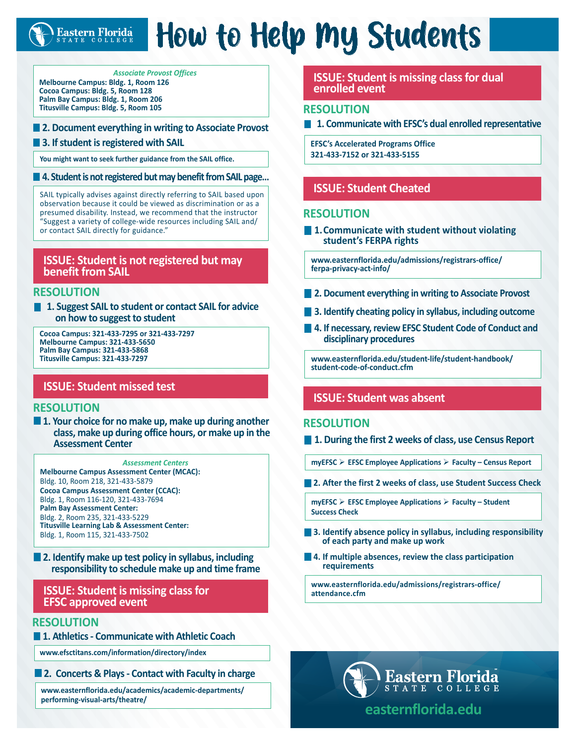# How to Help My Students

*Associate Provost Offices*
**Melbourne Campus: Bldg. 1, Room 126**
**Cocoa Campus: Bldg. 5, Room 128**
**Palm Bay Campus: Bldg. 1, Room 206**
**Titusville Campus: Bldg. 5, Room 105**

**2. Document everything in writing to Associate Provost**

**3. If student is registered with SAIL**

**You might want to seek further guidance from the SAIL office.**

**4. Student is not registered but may benefit from SAIL page...**

SAIL typically advises against directly referring to SAIL based upon observation because it could be viewed as discrimination or as a presumed disability. Instead, we recommend that the instructor "Suggest a variety of college-wide resources including SAIL and/or contact SAIL directly for guidance."

## ISSUE: Student is not registered but may benefit from SAIL

### RESOLUTION

**1. Suggest SAIL to student or contact SAIL for advice on how to suggest to student**

**Cocoa Campus: 321-433-7295 or 321-433-7297**
**Melbourne Campus: 321-433-5650**
**Palm Bay Campus: 321-433-5868**
**Titusville Campus: 321-433-7297**

## ISSUE: Student missed test

### RESOLUTION

**1. Your choice for no make up, make up during another class, make up during office hours, or make up in the Assessment Center**

*Assessment Centers*
**Melbourne Campus Assessment Center (MCAC):**
Bldg. 10, Room 218, 321-433-5879
**Cocoa Campus Assessment Center (CCAC):**
Bldg. 1, Room 116-120, 321-433-7694
**Palm Bay Assessment Center:**
Bldg. 2, Room 235, 321-433-5229
**Titusville Learning Lab & Assessment Center:**
Bldg. 1, Room 115, 321-433-7502

**2. Identify make up test policy in syllabus, including responsibility to schedule make up and time frame**

## ISSUE: Student is missing class for EFSC approved event

### RESOLUTION

**1. Athletics - Communicate with Athletic Coach**

**www.efsctitans.com/information/directory/index**

**2. Concerts & Plays - Contact with Faculty in charge**

**www.easternflorida.edu/academics/academic-departments/performing-visual-arts/theatre/**

## ISSUE: Student is missing class for dual enrolled event

### RESOLUTION

**1. Communicate with EFSC's dual enrolled representative**

**EFSC's Accelerated Programs Office**
**321-433-7152 or 321-433-5155**

## ISSUE: Student Cheated

### RESOLUTION

**1. Communicate with student without violating student's FERPA rights**

**www.easternflorida.edu/admissions/registrars-office/ferpa-privacy-act-info/**

**2. Document everything in writing to Associate Provost**

**3. Identify cheating policy in syllabus, including outcome**

**4. If necessary, review EFSC Student Code of Conduct and disciplinary procedures**

**www.easternflorida.edu/student-life/student-handbook/student-code-of-conduct.cfm**

## ISSUE: Student was absent

### RESOLUTION

**1. During the first 2 weeks of class, use Census Report**

**myEFSC ➢ EFSC Employee Applications ➢ Faculty – Census Report**

**2. After the first 2 weeks of class, use Student Success Check**

**myEFSC ➢ EFSC Employee Applications ➢ Faculty – Student Success Check**

**3. Identify absence policy in syllabus, including responsibility of each party and make up work**

**4. If multiple absences, review the class participation requirements**

**www.easternflorida.edu/admissions/registrars-office/attendance.cfm**

Eastern Florida State College

easternflorida.edu